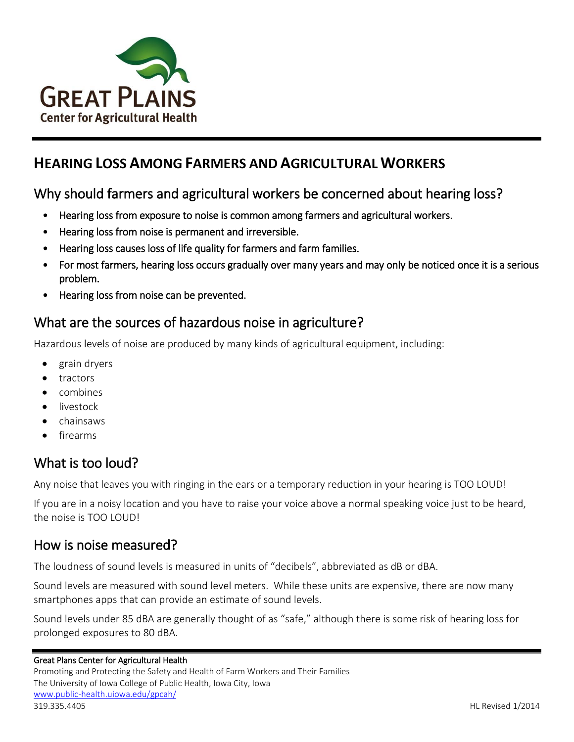GREAT PLAINS
Center for Agricultural Health

# HEARING LOSS AMONG FARMERS AND AGRICULTURAL WORKERS

## Why should farmers and agricultural workers be concerned about hearing loss?

- Hearing loss from exposure to noise is common among farmers and agricultural workers.
- Hearing loss from noise is permanent and irreversible.
- Hearing loss causes loss of life quality for farmers and farm families.
- For most farmers, hearing loss occurs gradually over many years and may only be noticed once it is a serious problem.
- Hearing loss from noise can be prevented.

## What are the sources of hazardous noise in agriculture?

Hazardous levels of noise are produced by many kinds of agricultural equipment, including:

- grain dryers
- tractors
- combines
- livestock
- chainsaws
- firearms

## What is too loud?

Any noise that leaves you with ringing in the ears or a temporary reduction in your hearing is TOO LOUD!

If you are in a noisy location and you have to raise your voice above a normal speaking voice just to be heard, the noise is TOO LOUD!

## How is noise measured?

The loudness of sound levels is measured in units of "decibels", abbreviated as dB or dBA.

Sound levels are measured with sound level meters. While these units are expensive, there are now many smartphones apps that can provide an estimate of sound levels.

Sound levels under 85 dBA are generally thought of as "safe," although there is some risk of hearing loss for prolonged exposures to 80 dBA.

Great Plains Center for Agricultural Health
Promoting and Protecting the Safety and Health of Farm Workers and Their Families
The University of Iowa College of Public Health, Iowa City, Iowa
www.public-health.uiowa.edu/gpcah/
319.335.4405

HL Revised 1/2014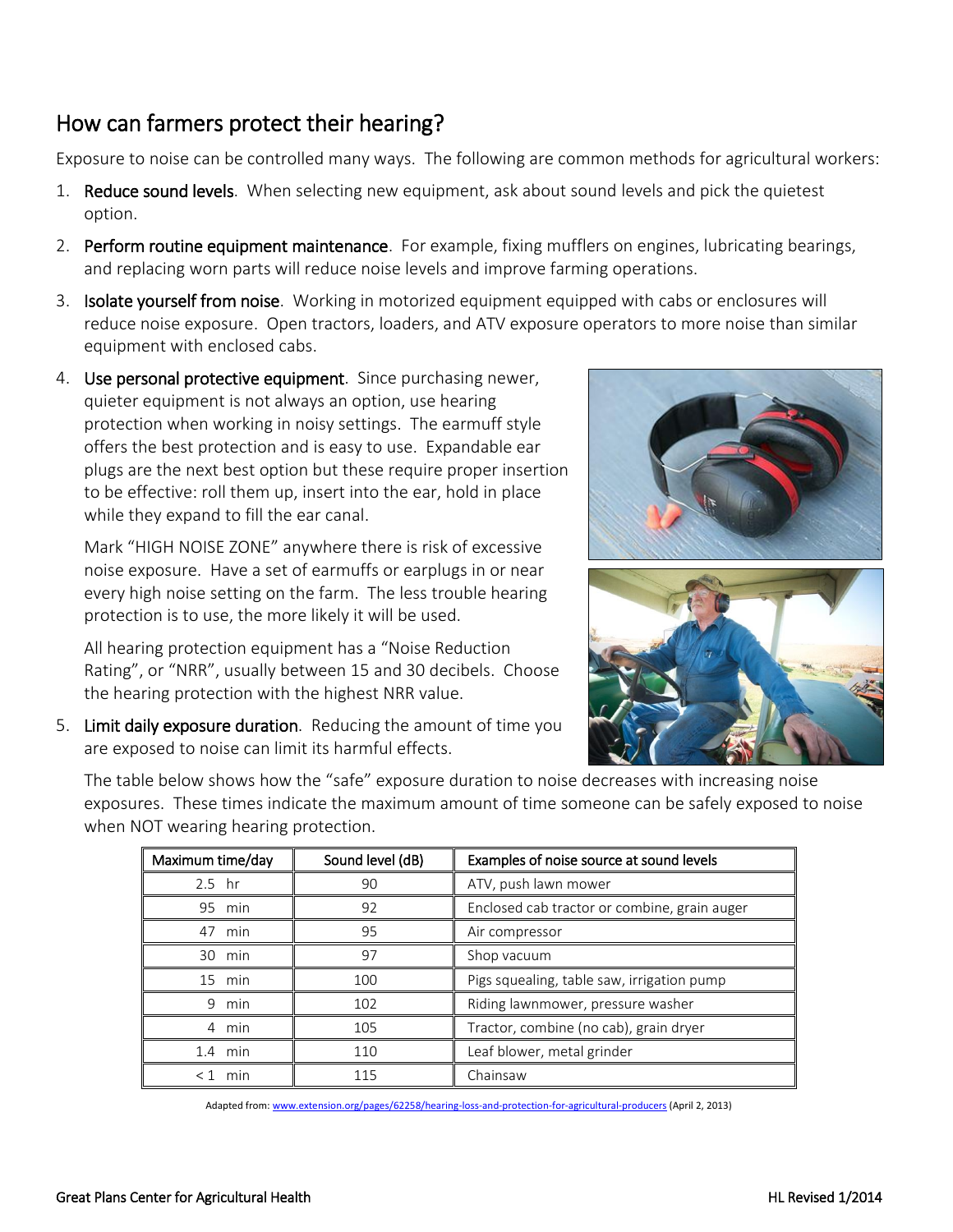## How can farmers protect their hearing?

Exposure to noise can be controlled many ways. The following are common methods for agricultural workers:

1. Reduce sound levels. When selecting new equipment, ask about sound levels and pick the quietest option.
2. Perform routine equipment maintenance. For example, fixing mufflers on engines, lubricating bearings, and replacing worn parts will reduce noise levels and improve farming operations.
3. Isolate yourself from noise. Working in motorized equipment equipped with cabs or enclosures will reduce noise exposure. Open tractors, loaders, and ATV exposure operators to more noise than similar equipment with enclosed cabs.
4. Use personal protective equipment. Since purchasing newer, quieter equipment is not always an option, use hearing protection when working in noisy settings. The earmuff style offers the best protection and is easy to use. Expandable ear plugs are the next best option but these require proper insertion to be effective: roll them up, insert into the ear, hold in place while they expand to fill the ear canal.

   Mark "HIGH NOISE ZONE" anywhere there is risk of excessive noise exposure. Have a set of earmuffs or earplugs in or near every high noise setting on the farm. The less trouble hearing protection is to use, the more likely it will be used.

   All hearing protection equipment has a "Noise Reduction Rating", or "NRR", usually between 15 and 30 decibels. Choose the hearing protection with the highest NRR value.

5. Limit daily exposure duration. Reducing the amount of time you are exposed to noise can limit its harmful effects.

   The table below shows how the "safe" exposure duration to noise decreases with increasing noise exposures. These times indicate the maximum amount of time someone can be safely exposed to noise when NOT wearing hearing protection.

| Maximum time/day | Sound level (dB) | Examples of noise source at sound levels |
|---|---|---|
| 2.5 hr | 90 | ATV, push lawn mower |
| 95 min | 92 | Enclosed cab tractor or combine, grain auger |
| 47 min | 95 | Air compressor |
| 30 min | 97 | Shop vacuum |
| 15 min | 100 | Pigs squealing, table saw, irrigation pump |
| 9 min | 102 | Riding lawnmower, pressure washer |
| 4 min | 105 | Tractor, combine (no cab), grain dryer |
| 1.4 min | 110 | Leaf blower, metal grinder |
| < 1 min | 115 | Chainsaw |

Adapted from: www.extension.org/pages/62258/hearing-loss-and-protection-for-agricultural-producers (April 2, 2013)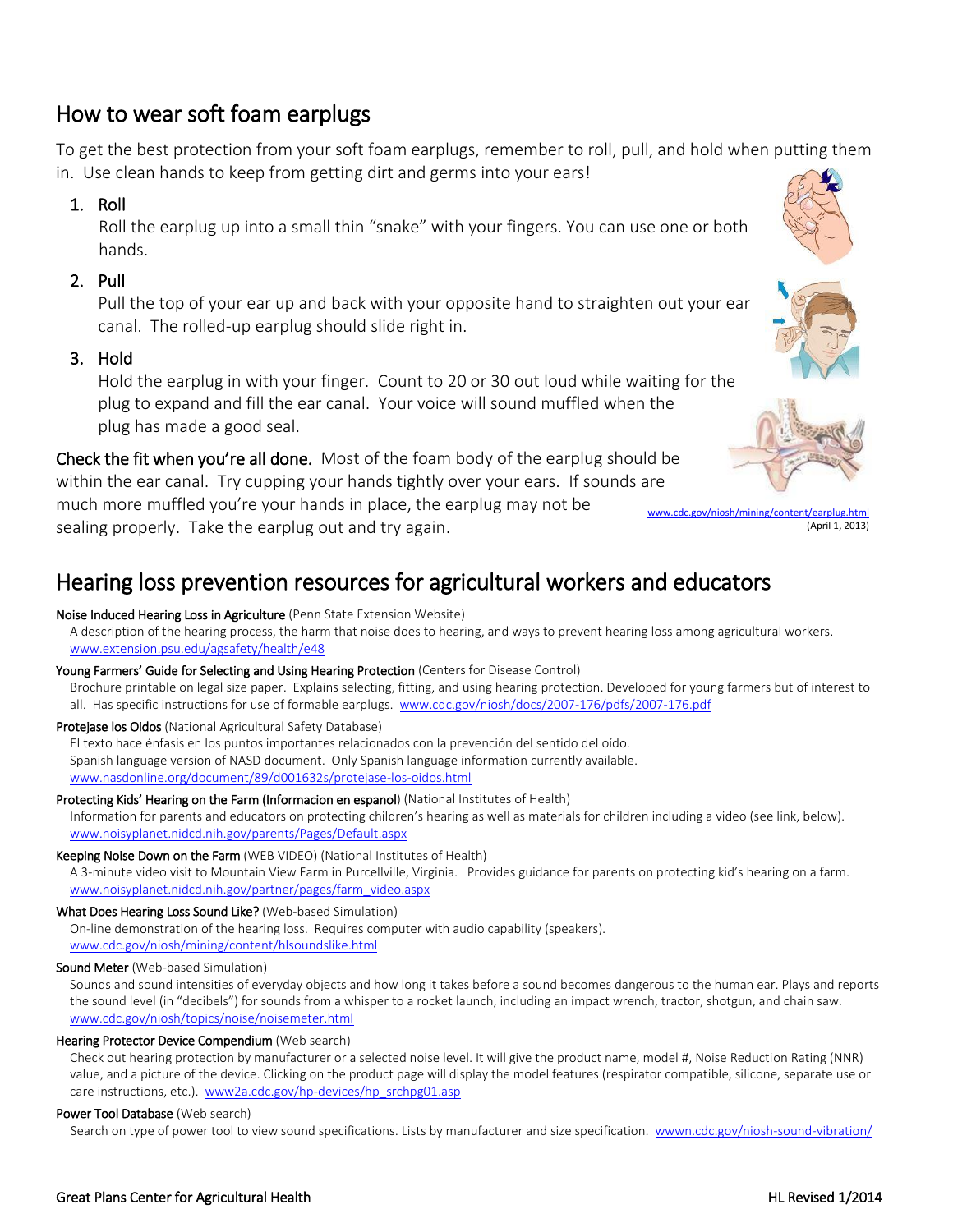## How to wear soft foam earplugs

To get the best protection from your soft foam earplugs, remember to roll, pull, and hold when putting them in. Use clean hands to keep from getting dirt and germs into your ears!

1. Roll
   Roll the earplug up into a small thin "snake" with your fingers. You can use one or both hands.
2. Pull
   Pull the top of your ear up and back with your opposite hand to straighten out your ear canal. The rolled-up earplug should slide right in.
3. Hold
   Hold the earplug in with your finger. Count to 20 or 30 out loud while waiting for the plug to expand and fill the ear canal. Your voice will sound muffled when the plug has made a good seal.

**Check the fit when you're all done.** Most of the foam body of the earplug should be within the ear canal. Try cupping your hands tightly over your ears. If sounds are much more muffled you're your hands in place, the earplug may not be sealing properly. Take the earplug out and try again.

www.cdc.gov/niosh/mining/content/earplug.html
(April 1, 2013)

## Hearing loss prevention resources for agricultural workers and educators

**Noise Induced Hearing Loss in Agriculture** (Penn State Extension Website)
A description of the hearing process, the harm that noise does to hearing, and ways to prevent hearing loss among agricultural workers.
www.extension.psu.edu/agsafety/health/e48

**Young Farmers' Guide for Selecting and Using Hearing Protection** (Centers for Disease Control)
Brochure printable on legal size paper. Explains selecting, fitting, and using hearing protection. Developed for young farmers but of interest to all. Has specific instructions for use of formable earplugs. www.cdc.gov/niosh/docs/2007-176/pdfs/2007-176.pdf

**Protejase los Oidos** (National Agricultural Safety Database)
El texto hace énfasis en los puntos importantes relacionados con la prevención del sentido del oído.
Spanish language version of NASD document. Only Spanish language information currently available.
www.nasdonline.org/document/89/d001632s/protejase-los-oidos.html

**Protecting Kids' Hearing on the Farm (Informacion en espanol)** (National Institutes of Health)
Information for parents and educators on protecting children's hearing as well as materials for children including a video (see link, below).
www.noisyplanet.nidcd.nih.gov/parents/Pages/Default.aspx

**Keeping Noise Down on the Farm** (WEB VIDEO) (National Institutes of Health)
A 3-minute video visit to Mountain View Farm in Purcellville, Virginia. Provides guidance for parents on protecting kid's hearing on a farm.
www.noisyplanet.nidcd.nih.gov/partner/pages/farm_video.aspx

**What Does Hearing Loss Sound Like?** (Web-based Simulation)
On-line demonstration of the hearing loss. Requires computer with audio capability (speakers).
www.cdc.gov/niosh/mining/content/hlsoundslike.html

**Sound Meter** (Web-based Simulation)
Sounds and sound intensities of everyday objects and how long it takes before a sound becomes dangerous to the human ear. Plays and reports the sound level (in "decibels") for sounds from a whisper to a rocket launch, including an impact wrench, tractor, shotgun, and chain saw.
www.cdc.gov/niosh/topics/noise/noisemeter.html

**Hearing Protector Device Compendium** (Web search)
Check out hearing protection by manufacturer or a selected noise level. It will give the product name, model #, Noise Reduction Rating (NNR) value, and a picture of the device. Clicking on the product page will display the model features (respirator compatible, silicone, separate use or care instructions, etc.). www2a.cdc.gov/hp-devices/hp_srchpg01.asp

**Power Tool Database** (Web search)
Search on type of power tool to view sound specifications. Lists by manufacturer and size specification. wwwn.cdc.gov/niosh-sound-vibration/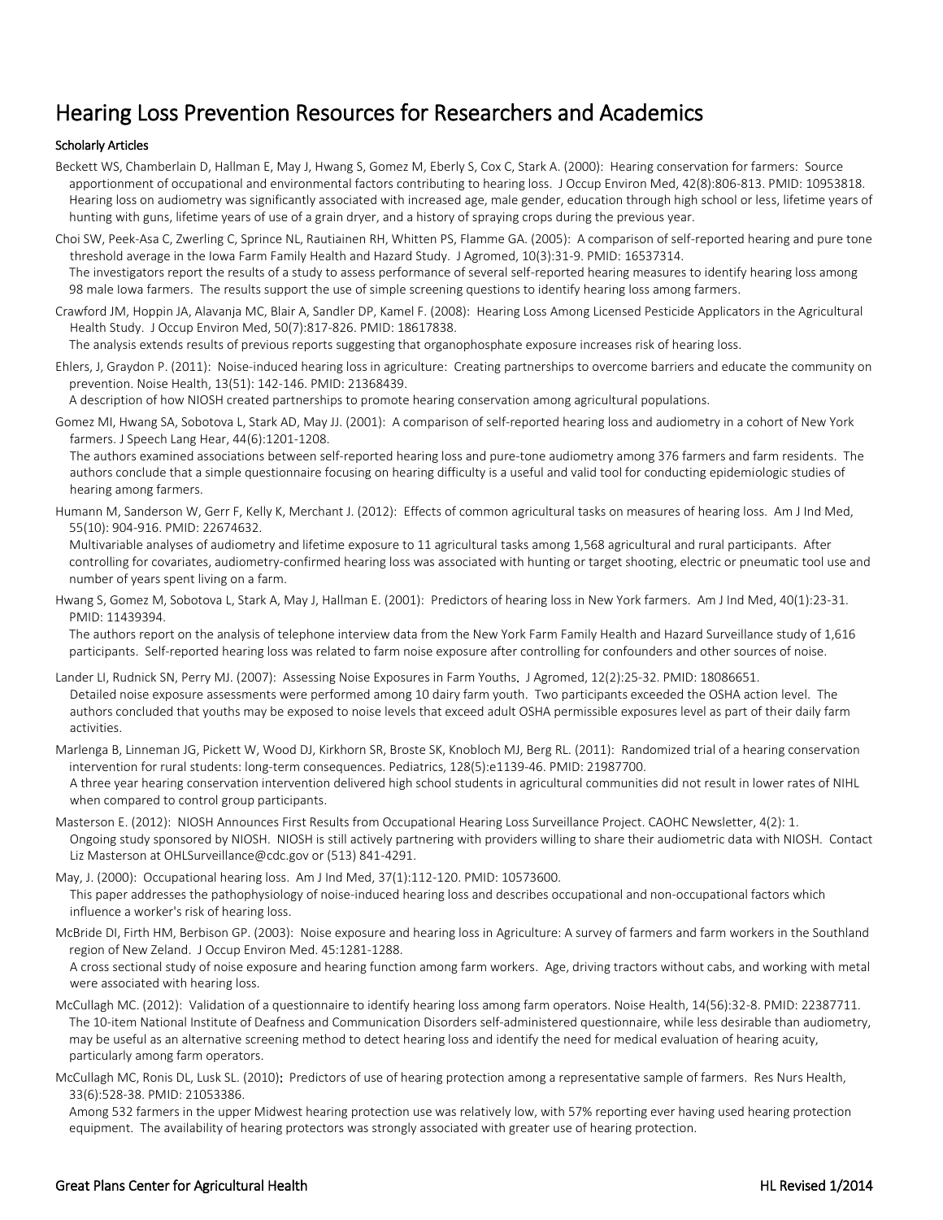# Hearing Loss Prevention Resources for Researchers and Academics

**Scholarly Articles**

Beckett WS, Chamberlain D, Hallman E, May J, Hwang S, Gomez M, Eberly S, Cox C, Stark A. (2000): Hearing conservation for farmers: Source apportionment of occupational and environmental factors contributing to hearing loss. J Occup Environ Med, 42(8):806-813. PMID: 10953818.
Hearing loss on audiometry was significantly associated with increased age, male gender, education through high school or less, lifetime years of hunting with guns, lifetime years of use of a grain dryer, and a history of spraying crops during the previous year.

Choi SW, Peek-Asa C, Zwerling C, Sprince NL, Rautiainen RH, Whitten PS, Flamme GA. (2005): A comparison of self-reported hearing and pure tone threshold average in the Iowa Farm Family Health and Hazard Study. J Agromed, 10(3):31-9. PMID: 16537314.
The investigators report the results of a study to assess performance of several self-reported hearing measures to identify hearing loss among 98 male Iowa farmers. The results support the use of simple screening questions to identify hearing loss among farmers.

Crawford JM, Hoppin JA, Alavanja MC, Blair A, Sandler DP, Kamel F. (2008): Hearing Loss Among Licensed Pesticide Applicators in the Agricultural Health Study. J Occup Environ Med, 50(7):817-826. PMID: 18617838.
The analysis extends results of previous reports suggesting that organophosphate exposure increases risk of hearing loss.

Ehlers, J, Graydon P. (2011): Noise-induced hearing loss in agriculture: Creating partnerships to overcome barriers and educate the community on prevention. Noise Health, 13(51): 142-146. PMID: 21368439.
A description of how NIOSH created partnerships to promote hearing conservation among agricultural populations.

Gomez MI, Hwang SA, Sobotova L, Stark AD, May JJ. (2001): A comparison of self-reported hearing loss and audiometry in a cohort of New York farmers. J Speech Lang Hear, 44(6):1201-1208.
The authors examined associations between self-reported hearing loss and pure-tone audiometry among 376 farmers and farm residents. The authors conclude that a simple questionnaire focusing on hearing difficulty is a useful and valid tool for conducting epidemiologic studies of hearing among farmers.

Humann M, Sanderson W, Gerr F, Kelly K, Merchant J. (2012): Effects of common agricultural tasks on measures of hearing loss. Am J Ind Med, 55(10): 904-916. PMID: 22674632.
Multivariable analyses of audiometry and lifetime exposure to 11 agricultural tasks among 1,568 agricultural and rural participants. After controlling for covariates, audiometry-confirmed hearing loss was associated with hunting or target shooting, electric or pneumatic tool use and number of years spent living on a farm.

Hwang S, Gomez M, Sobotova L, Stark A, May J, Hallman E. (2001): Predictors of hearing loss in New York farmers. Am J Ind Med, 40(1):23-31. PMID: 11439394.
The authors report on the analysis of telephone interview data from the New York Farm Family Health and Hazard Surveillance study of 1,616 participants. Self-reported hearing loss was related to farm noise exposure after controlling for confounders and other sources of noise.

Lander LI, Rudnick SN, Perry MJ. (2007): Assessing Noise Exposures in Farm Youths. J Agromed, 12(2):25-32. PMID: 18086651.
Detailed noise exposure assessments were performed among 10 dairy farm youth. Two participants exceeded the OSHA action level. The authors concluded that youths may be exposed to noise levels that exceed adult OSHA permissible exposures level as part of their daily farm activities.

Marlenga B, Linneman JG, Pickett W, Wood DJ, Kirkhorn SR, Broste SK, Knobloch MJ, Berg RL. (2011): Randomized trial of a hearing conservation intervention for rural students: long-term consequences. Pediatrics, 128(5):e1139-46. PMID: 21987700.
A three year hearing conservation intervention delivered high school students in agricultural communities did not result in lower rates of NIHL when compared to control group participants.

Masterson E. (2012): NIOSH Announces First Results from Occupational Hearing Loss Surveillance Project. CAOHC Newsletter, 4(2): 1.
Ongoing study sponsored by NIOSH. NIOSH is still actively partnering with providers willing to share their audiometric data with NIOSH. Contact Liz Masterson at OHLSurveillance@cdc.gov or (513) 841-4291.

May, J. (2000): Occupational hearing loss. Am J Ind Med, 37(1):112-120. PMID: 10573600.
This paper addresses the pathophysiology of noise-induced hearing loss and describes occupational and non-occupational factors which influence a worker's risk of hearing loss.

McBride DI, Firth HM, Berbison GP. (2003): Noise exposure and hearing loss in Agriculture: A survey of farmers and farm workers in the Southland region of New Zeland. J Occup Environ Med. 45:1281-1288.
A cross sectional study of noise exposure and hearing function among farm workers. Age, driving tractors without cabs, and working with metal were associated with hearing loss.

McCullagh MC. (2012): Validation of a questionnaire to identify hearing loss among farm operators. Noise Health, 14(56):32-8. PMID: 22387711.
The 10-item National Institute of Deafness and Communication Disorders self-administered questionnaire, while less desirable than audiometry, may be useful as an alternative screening method to detect hearing loss and identify the need for medical evaluation of hearing acuity, particularly among farm operators.

McCullagh MC, Ronis DL, Lusk SL. (2010): Predictors of use of hearing protection among a representative sample of farmers. Res Nurs Health, 33(6):528-38. PMID: 21053386.
Among 532 farmers in the upper Midwest hearing protection use was relatively low, with 57% reporting ever having used hearing protection equipment. The availability of hearing protectors was strongly associated with greater use of hearing protection.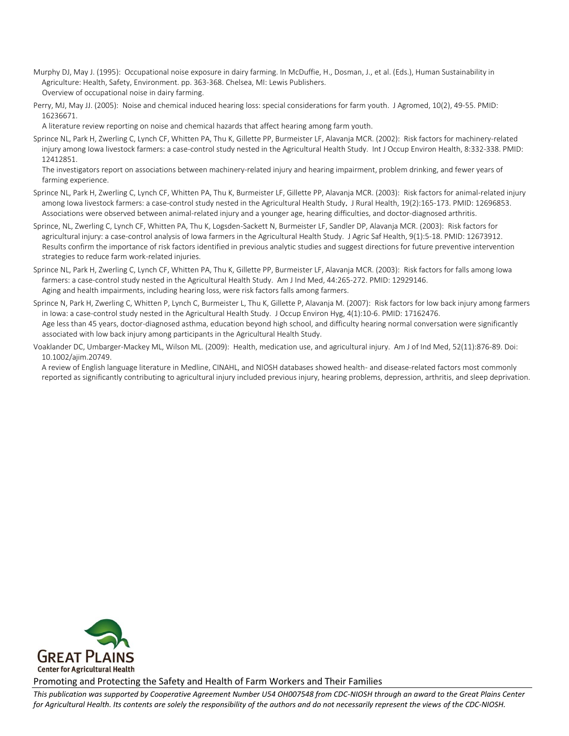Murphy DJ, May J. (1995): Occupational noise exposure in dairy farming. In McDuffie, H., Dosman, J., et al. (Eds.), Human Sustainability in Agriculture: Health, Safety, Environment. pp. 363-368. Chelsea, MI: Lewis Publishers.
Overview of occupational noise in dairy farming.

Perry, MJ, May JJ. (2005): Noise and chemical induced hearing loss: special considerations for farm youth. J Agromed, 10(2), 49-55. PMID: 16236671.
A literature review reporting on noise and chemical hazards that affect hearing among farm youth.

Sprince NL, Park H, Zwerling C, Lynch CF, Whitten PA, Thu K, Gillette PP, Burmeister LF, Alavanja MCR. (2002): Risk factors for machinery-related injury among Iowa livestock farmers: a case-control study nested in the Agricultural Health Study. Int J Occup Environ Health, 8:332-338. PMID: 12412851.
The investigators report on associations between machinery-related injury and hearing impairment, problem drinking, and fewer years of farming experience.

Sprince NL, Park H, Zwerling C, Lynch CF, Whitten PA, Thu K, Burmeister LF, Gillette PP, Alavanja MCR. (2003): Risk factors for animal-related injury among Iowa livestock farmers: a case-control study nested in the Agricultural Health Study. J Rural Health, 19(2):165-173. PMID: 12696853.
Associations were observed between animal-related injury and a younger age, hearing difficulties, and doctor-diagnosed arthritis.

Sprince, NL, Zwerling C, Lynch CF, Whitten PA, Thu K, Logsden-Sackett N, Burmeister LF, Sandler DP, Alavanja MCR. (2003): Risk factors for agricultural injury: a case-control analysis of Iowa farmers in the Agricultural Health Study. J Agric Saf Health, 9(1):5-18. PMID: 12673912.
Results confirm the importance of risk factors identified in previous analytic studies and suggest directions for future preventive intervention strategies to reduce farm work-related injuries.

Sprince NL, Park H, Zwerling C, Lynch CF, Whitten PA, Thu K, Gillette PP, Burmeister LF, Alavanja MCR. (2003): Risk factors for falls among Iowa farmers: a case-control study nested in the Agricultural Health Study. Am J Ind Med, 44:265-272. PMID: 12929146.
Aging and health impairments, including hearing loss, were risk factors falls among farmers.

Sprince N, Park H, Zwerling C, Whitten P, Lynch C, Burmeister L, Thu K, Gillette P, Alavanja M. (2007): Risk factors for low back injury among farmers in Iowa: a case-control study nested in the Agricultural Health Study. J Occup Environ Hyg, 4(1):10-6. PMID: 17162476.
Age less than 45 years, doctor-diagnosed asthma, education beyond high school, and difficulty hearing normal conversation were significantly associated with low back injury among participants in the Agricultural Health Study.

Voaklander DC, Umbarger-Mackey ML, Wilson ML. (2009): Health, medication use, and agricultural injury. Am J of Ind Med, 52(11):876-89. Doi: 10.1002/ajim.20749.
A review of English language literature in Medline, CINAHL, and NIOSH databases showed health- and disease-related factors most commonly reported as significantly contributing to agricultural injury included previous injury, hearing problems, depression, arthritis, and sleep deprivation.

GREAT PLAINS
Center for Agricultural Health

Promoting and Protecting the Safety and Health of Farm Workers and Their Families

*This publication was supported by Cooperative Agreement Number U54 OH007548 from CDC-NIOSH through an award to the Great Plains Center for Agricultural Health. Its contents are solely the responsibility of the authors and do not necessarily represent the views of the CDC-NIOSH.*